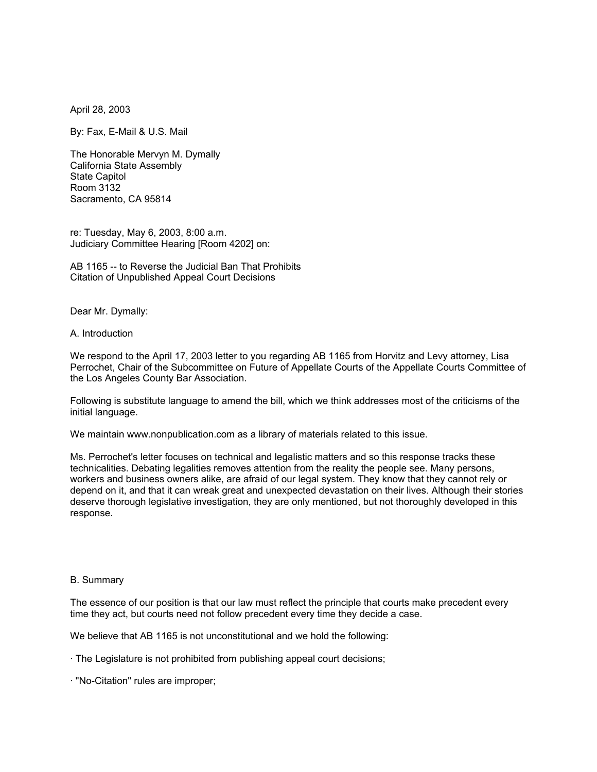April 28, 2003

By: Fax, E-Mail & U.S. Mail

The Honorable Mervyn M. Dymally
California State Assembly
State Capitol
Room 3132
Sacramento, CA 95814

re: Tuesday, May 6, 2003, 8:00 a.m.
Judiciary Committee Hearing [Room 4202] on:

AB 1165 -- to Reverse the Judicial Ban That Prohibits
Citation of Unpublished Appeal Court Decisions

Dear Mr. Dymally:

## A. Introduction

We respond to the April 17, 2003 letter to you regarding AB 1165 from Horvitz and Levy attorney, Lisa Perrochet, Chair of the Subcommittee on Future of Appellate Courts of the Appellate Courts Committee of the Los Angeles County Bar Association.

Following is substitute language to amend the bill, which we think addresses most of the criticisms of the initial language.

We maintain www.nonpublication.com as a library of materials related to this issue.

Ms. Perrochet's letter focuses on technical and legalistic matters and so this response tracks these technicalities. Debating legalities removes attention from the reality the people see. Many persons, workers and business owners alike, are afraid of our legal system. They know that they cannot rely or depend on it, and that it can wreak great and unexpected devastation on their lives. Although their stories deserve thorough legislative investigation, they are only mentioned, but not thoroughly developed in this response.

## B. Summary

The essence of our position is that our law must reflect the principle that courts make precedent every time they act, but courts need not follow precedent every time they decide a case.

We believe that AB 1165 is not unconstitutional and we hold the following:

- The Legislature is not prohibited from publishing appeal court decisions;
- "No-Citation" rules are improper;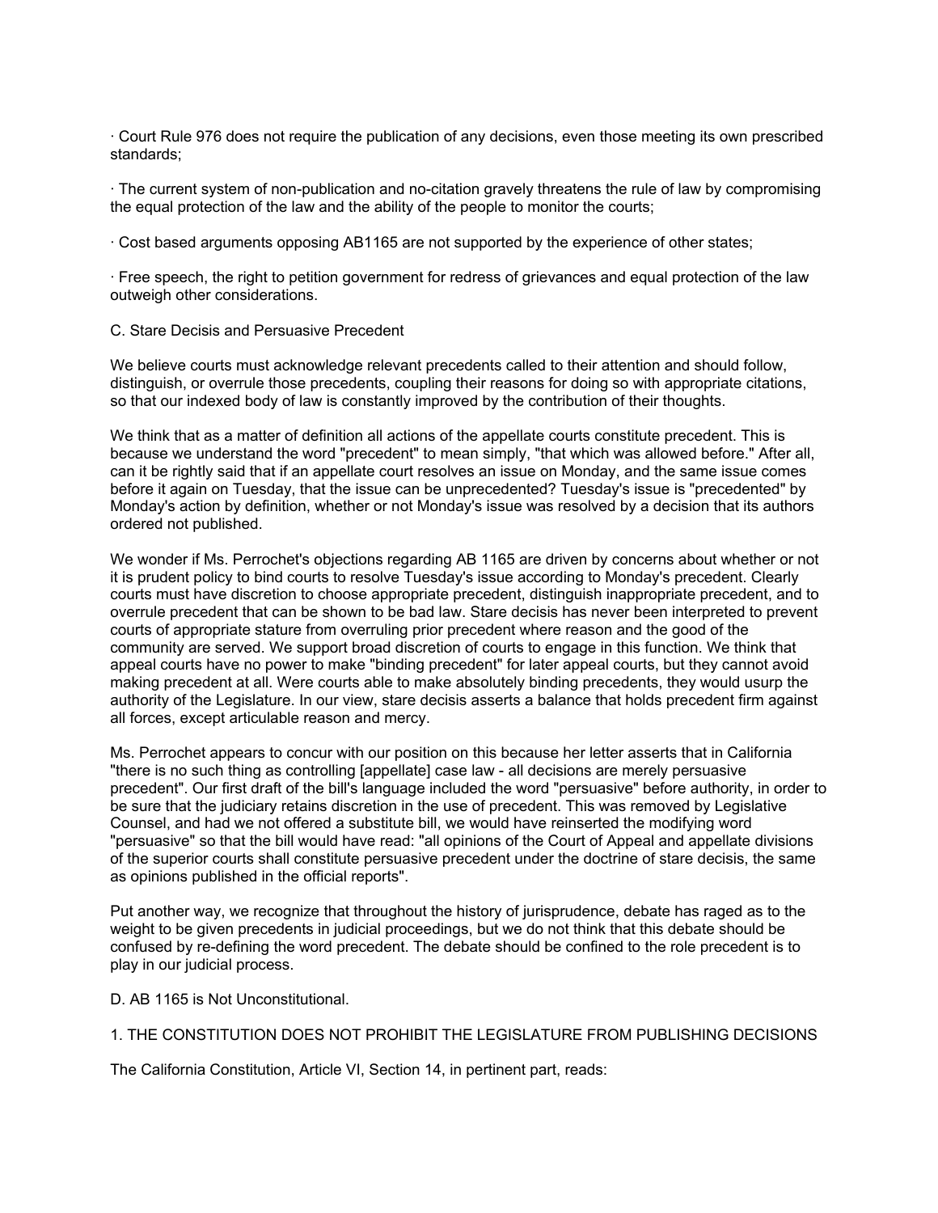- Court Rule 976 does not require the publication of any decisions, even those meeting its own prescribed standards;

- The current system of non-publication and no-citation gravely threatens the rule of law by compromising the equal protection of the law and the ability of the people to monitor the courts;

- Cost based arguments opposing AB1165 are not supported by the experience of other states;

- Free speech, the right to petition government for redress of grievances and equal protection of the law outweigh other considerations.

### C. Stare Decisis and Persuasive Precedent

We believe courts must acknowledge relevant precedents called to their attention and should follow, distinguish, or overrule those precedents, coupling their reasons for doing so with appropriate citations, so that our indexed body of law is constantly improved by the contribution of their thoughts.

We think that as a matter of definition all actions of the appellate courts constitute precedent. This is because we understand the word "precedent" to mean simply, "that which was allowed before." After all, can it be rightly said that if an appellate court resolves an issue on Monday, and the same issue comes before it again on Tuesday, that the issue can be unprecedented? Tuesday's issue is "precedented" by Monday's action by definition, whether or not Monday's issue was resolved by a decision that its authors ordered not published.

We wonder if Ms. Perrochet's objections regarding AB 1165 are driven by concerns about whether or not it is prudent policy to bind courts to resolve Tuesday's issue according to Monday's precedent. Clearly courts must have discretion to choose appropriate precedent, distinguish inappropriate precedent, and to overrule precedent that can be shown to be bad law. Stare decisis has never been interpreted to prevent courts of appropriate stature from overruling prior precedent where reason and the good of the community are served. We support broad discretion of courts to engage in this function. We think that appeal courts have no power to make "binding precedent" for later appeal courts, but they cannot avoid making precedent at all. Were courts able to make absolutely binding precedents, they would usurp the authority of the Legislature. In our view, stare decisis asserts a balance that holds precedent firm against all forces, except articulable reason and mercy.

Ms. Perrochet appears to concur with our position on this because her letter asserts that in California "there is no such thing as controlling [appellate] case law - all decisions are merely persuasive precedent". Our first draft of the bill's language included the word "persuasive" before authority, in order to be sure that the judiciary retains discretion in the use of precedent. This was removed by Legislative Counsel, and had we not offered a substitute bill, we would have reinserted the modifying word "persuasive" so that the bill would have read: "all opinions of the Court of Appeal and appellate divisions of the superior courts shall constitute persuasive precedent under the doctrine of stare decisis, the same as opinions published in the official reports".

Put another way, we recognize that throughout the history of jurisprudence, debate has raged as to the weight to be given precedents in judicial proceedings, but we do not think that this debate should be confused by re-defining the word precedent. The debate should be confined to the role precedent is to play in our judicial process.

### D. AB 1165 is Not Unconstitutional.

#### 1. THE CONSTITUTION DOES NOT PROHIBIT THE LEGISLATURE FROM PUBLISHING DECISIONS

The California Constitution, Article VI, Section 14, in pertinent part, reads: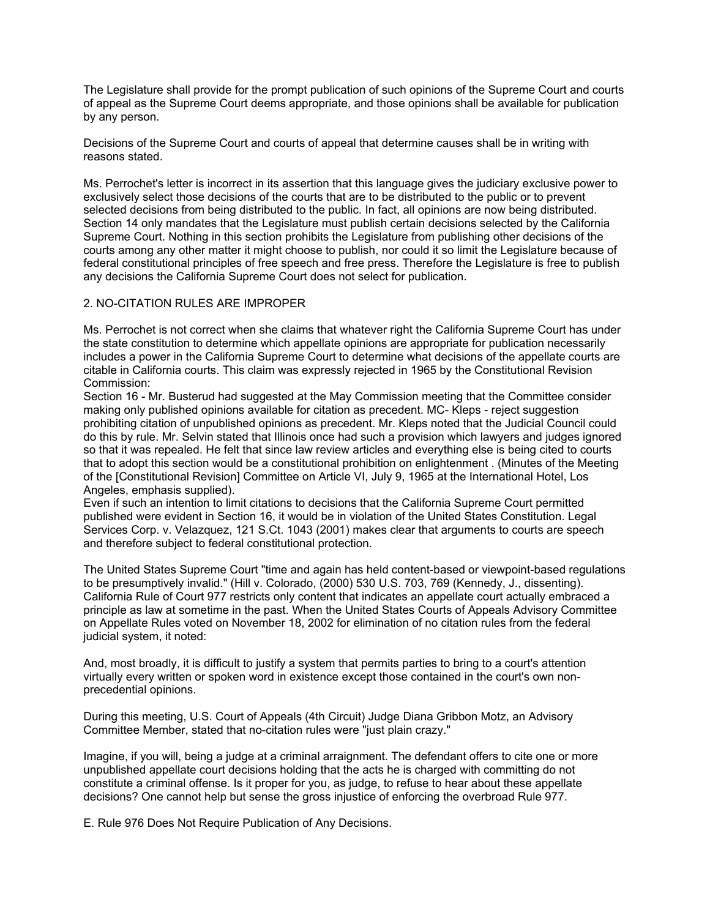The Legislature shall provide for the prompt publication of such opinions of the Supreme Court and courts of appeal as the Supreme Court deems appropriate, and those opinions shall be available for publication by any person.

Decisions of the Supreme Court and courts of appeal that determine causes shall be in writing with reasons stated.

Ms. Perrochet's letter is incorrect in its assertion that this language gives the judiciary exclusive power to exclusively select those decisions of the courts that are to be distributed to the public or to prevent selected decisions from being distributed to the public. In fact, all opinions are now being distributed. Section 14 only mandates that the Legislature must publish certain decisions selected by the California Supreme Court. Nothing in this section prohibits the Legislature from publishing other decisions of the courts among any other matter it might choose to publish, nor could it so limit the Legislature because of federal constitutional principles of free speech and free press. Therefore the Legislature is free to publish any decisions the California Supreme Court does not select for publication.

2. NO-CITATION RULES ARE IMPROPER

Ms. Perrochet is not correct when she claims that whatever right the California Supreme Court has under the state constitution to determine which appellate opinions are appropriate for publication necessarily includes a power in the California Supreme Court to determine what decisions of the appellate courts are citable in California courts. This claim was expressly rejected in 1965 by the Constitutional Revision Commission:

Section 16 - Mr. Busterud had suggested at the May Commission meeting that the Committee consider making only published opinions available for citation as precedent. MC- Kleps - reject suggestion prohibiting citation of unpublished opinions as precedent. Mr. Kleps noted that the Judicial Council could do this by rule. Mr. Selvin stated that Illinois once had such a provision which lawyers and judges ignored so that it was repealed. He felt that since law review articles and everything else is being cited to courts that to adopt this section would be a constitutional prohibition on enlightenment . (Minutes of the Meeting of the [Constitutional Revision] Committee on Article VI, July 9, 1965 at the International Hotel, Los Angeles, emphasis supplied).

Even if such an intention to limit citations to decisions that the California Supreme Court permitted published were evident in Section 16, it would be in violation of the United States Constitution. Legal Services Corp. v. Velazquez, 121 S.Ct. 1043 (2001) makes clear that arguments to courts are speech and therefore subject to federal constitutional protection.

The United States Supreme Court "time and again has held content-based or viewpoint-based regulations to be presumptively invalid." (Hill v. Colorado, (2000) 530 U.S. 703, 769 (Kennedy, J., dissenting). California Rule of Court 977 restricts only content that indicates an appellate court actually embraced a principle as law at sometime in the past. When the United States Courts of Appeals Advisory Committee on Appellate Rules voted on November 18, 2002 for elimination of no citation rules from the federal judicial system, it noted:

And, most broadly, it is difficult to justify a system that permits parties to bring to a court's attention virtually every written or spoken word in existence except those contained in the court's own non-precedential opinions.

During this meeting, U.S. Court of Appeals (4th Circuit) Judge Diana Gribbon Motz, an Advisory Committee Member, stated that no-citation rules were "just plain crazy."

Imagine, if you will, being a judge at a criminal arraignment. The defendant offers to cite one or more unpublished appellate court decisions holding that the acts he is charged with committing do not constitute a criminal offense. Is it proper for you, as judge, to refuse to hear about these appellate decisions? One cannot help but sense the gross injustice of enforcing the overbroad Rule 977.

E. Rule 976 Does Not Require Publication of Any Decisions.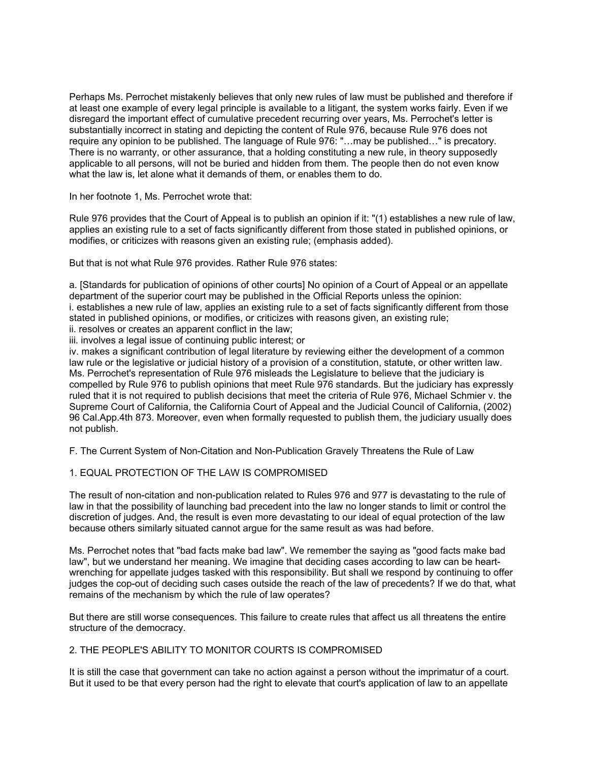Perhaps Ms. Perrochet mistakenly believes that only new rules of law must be published and therefore if at least one example of every legal principle is available to a litigant, the system works fairly. Even if we disregard the important effect of cumulative precedent recurring over years, Ms. Perrochet's letter is substantially incorrect in stating and depicting the content of Rule 976, because Rule 976 does not require any opinion to be published. The language of Rule 976: "…may be published…" is precatory. There is no warranty, or other assurance, that a holding constituting a new rule, in theory supposedly applicable to all persons, will not be buried and hidden from them. The people then do not even know what the law is, let alone what it demands of them, or enables them to do.

In her footnote 1, Ms. Perrochet wrote that:

Rule 976 provides that the Court of Appeal is to publish an opinion if it: "(1) establishes a new rule of law, applies an existing rule to a set of facts significantly different from those stated in published opinions, or modifies, or criticizes with reasons given an existing rule; (emphasis added).

But that is not what Rule 976 provides. Rather Rule 976 states:

a. [Standards for publication of opinions of other courts] No opinion of a Court of Appeal or an appellate department of the superior court may be published in the Official Reports unless the opinion:
i. establishes a new rule of law, applies an existing rule to a set of facts significantly different from those stated in published opinions, or modifies, or criticizes with reasons given, an existing rule;
ii. resolves or creates an apparent conflict in the law;
iii. involves a legal issue of continuing public interest; or
iv. makes a significant contribution of legal literature by reviewing either the development of a common law rule or the legislative or judicial history of a provision of a constitution, statute, or other written law.

Ms. Perrochet's representation of Rule 976 misleads the Legislature to believe that the judiciary is compelled by Rule 976 to publish opinions that meet Rule 976 standards. But the judiciary has expressly ruled that it is not required to publish decisions that meet the criteria of Rule 976, Michael Schmier v. the Supreme Court of California, the California Court of Appeal and the Judicial Council of California, (2002) 96 Cal.App.4th 873. Moreover, even when formally requested to publish them, the judiciary usually does not publish.

## F. The Current System of Non-Citation and Non-Publication Gravely Threatens the Rule of Law

### 1. EQUAL PROTECTION OF THE LAW IS COMPROMISED

The result of non-citation and non-publication related to Rules 976 and 977 is devastating to the rule of law in that the possibility of launching bad precedent into the law no longer stands to limit or control the discretion of judges. And, the result is even more devastating to our ideal of equal protection of the law because others similarly situated cannot argue for the same result as was had before.

Ms. Perrochet notes that "bad facts make bad law". We remember the saying as "good facts make bad law", but we understand her meaning. We imagine that deciding cases according to law can be heart-wrenching for appellate judges tasked with this responsibility. But shall we respond by continuing to offer judges the cop-out of deciding such cases outside the reach of the law of precedents? If we do that, what remains of the mechanism by which the rule of law operates?

But there are still worse consequences. This failure to create rules that affect us all threatens the entire structure of the democracy.

### 2. THE PEOPLE'S ABILITY TO MONITOR COURTS IS COMPROMISED

It is still the case that government can take no action against a person without the imprimatur of a court. But it used to be that every person had the right to elevate that court's application of law to an appellate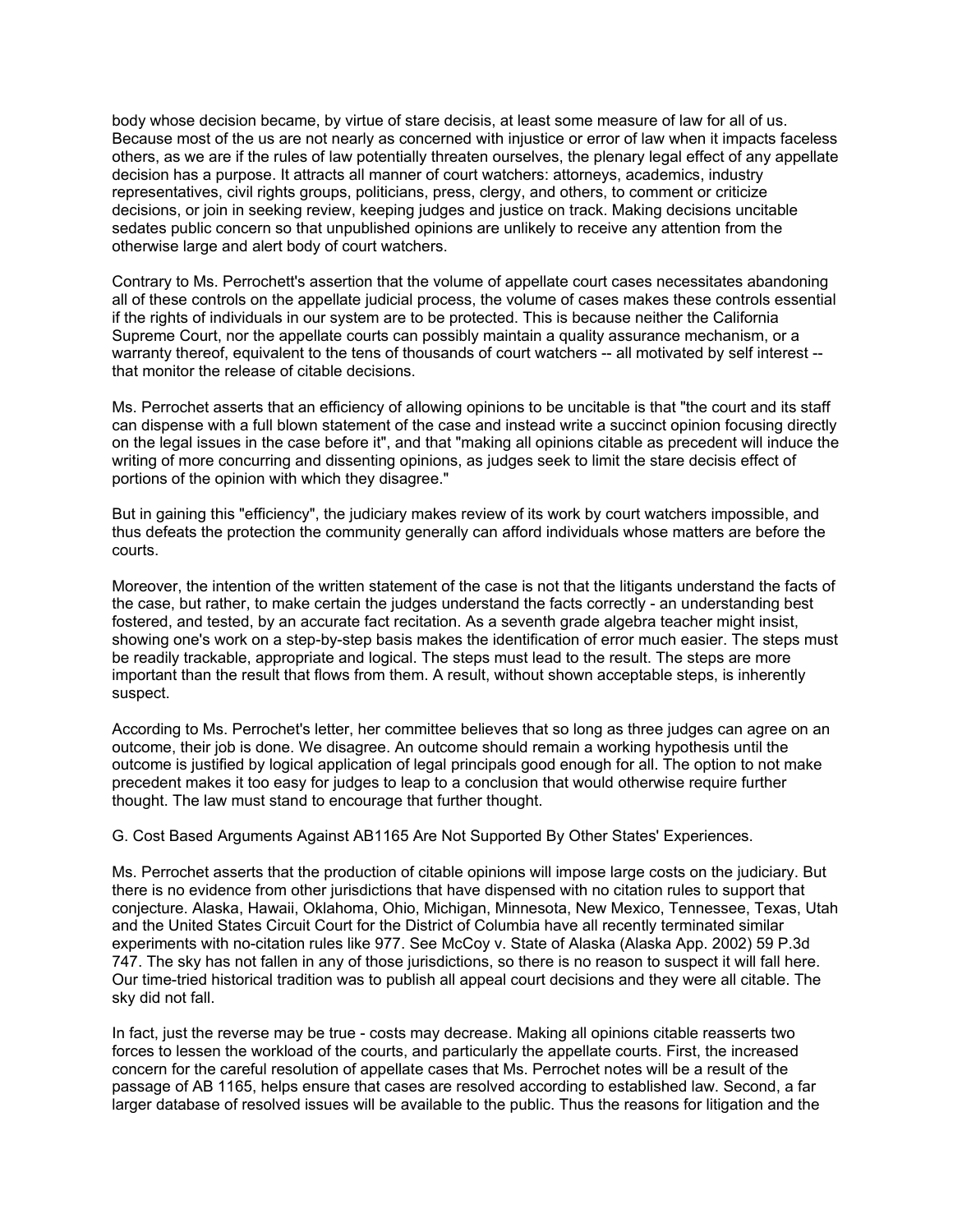body whose decision became, by virtue of stare decisis, at least some measure of law for all of us. Because most of the us are not nearly as concerned with injustice or error of law when it impacts faceless others, as we are if the rules of law potentially threaten ourselves, the plenary legal effect of any appellate decision has a purpose. It attracts all manner of court watchers: attorneys, academics, industry representatives, civil rights groups, politicians, press, clergy, and others, to comment or criticize decisions, or join in seeking review, keeping judges and justice on track. Making decisions uncitable sedates public concern so that unpublished opinions are unlikely to receive any attention from the otherwise large and alert body of court watchers.

Contrary to Ms. Perrochett's assertion that the volume of appellate court cases necessitates abandoning all of these controls on the appellate judicial process, the volume of cases makes these controls essential if the rights of individuals in our system are to be protected. This is because neither the California Supreme Court, nor the appellate courts can possibly maintain a quality assurance mechanism, or a warranty thereof, equivalent to the tens of thousands of court watchers -- all motivated by self interest -- that monitor the release of citable decisions.

Ms. Perrochet asserts that an efficiency of allowing opinions to be uncitable is that "the court and its staff can dispense with a full blown statement of the case and instead write a succinct opinion focusing directly on the legal issues in the case before it", and that "making all opinions citable as precedent will induce the writing of more concurring and dissenting opinions, as judges seek to limit the stare decisis effect of portions of the opinion with which they disagree."

But in gaining this "efficiency", the judiciary makes review of its work by court watchers impossible, and thus defeats the protection the community generally can afford individuals whose matters are before the courts.

Moreover, the intention of the written statement of the case is not that the litigants understand the facts of the case, but rather, to make certain the judges understand the facts correctly - an understanding best fostered, and tested, by an accurate fact recitation. As a seventh grade algebra teacher might insist, showing one's work on a step-by-step basis makes the identification of error much easier. The steps must be readily trackable, appropriate and logical. The steps must lead to the result. The steps are more important than the result that flows from them. A result, without shown acceptable steps, is inherently suspect.

According to Ms. Perrochet's letter, her committee believes that so long as three judges can agree on an outcome, their job is done. We disagree. An outcome should remain a working hypothesis until the outcome is justified by logical application of legal principals good enough for all. The option to not make precedent makes it too easy for judges to leap to a conclusion that would otherwise require further thought. The law must stand to encourage that further thought.

G. Cost Based Arguments Against AB1165 Are Not Supported By Other States' Experiences.

Ms. Perrochet asserts that the production of citable opinions will impose large costs on the judiciary. But there is no evidence from other jurisdictions that have dispensed with no citation rules to support that conjecture. Alaska, Hawaii, Oklahoma, Ohio, Michigan, Minnesota, New Mexico, Tennessee, Texas, Utah and the United States Circuit Court for the District of Columbia have all recently terminated similar experiments with no-citation rules like 977. See McCoy v. State of Alaska (Alaska App. 2002) 59 P.3d 747. The sky has not fallen in any of those jurisdictions, so there is no reason to suspect it will fall here. Our time-tried historical tradition was to publish all appeal court decisions and they were all citable. The sky did not fall.

In fact, just the reverse may be true - costs may decrease. Making all opinions citable reasserts two forces to lessen the workload of the courts, and particularly the appellate courts. First, the increased concern for the careful resolution of appellate cases that Ms. Perrochet notes will be a result of the passage of AB 1165, helps ensure that cases are resolved according to established law. Second, a far larger database of resolved issues will be available to the public. Thus the reasons for litigation and the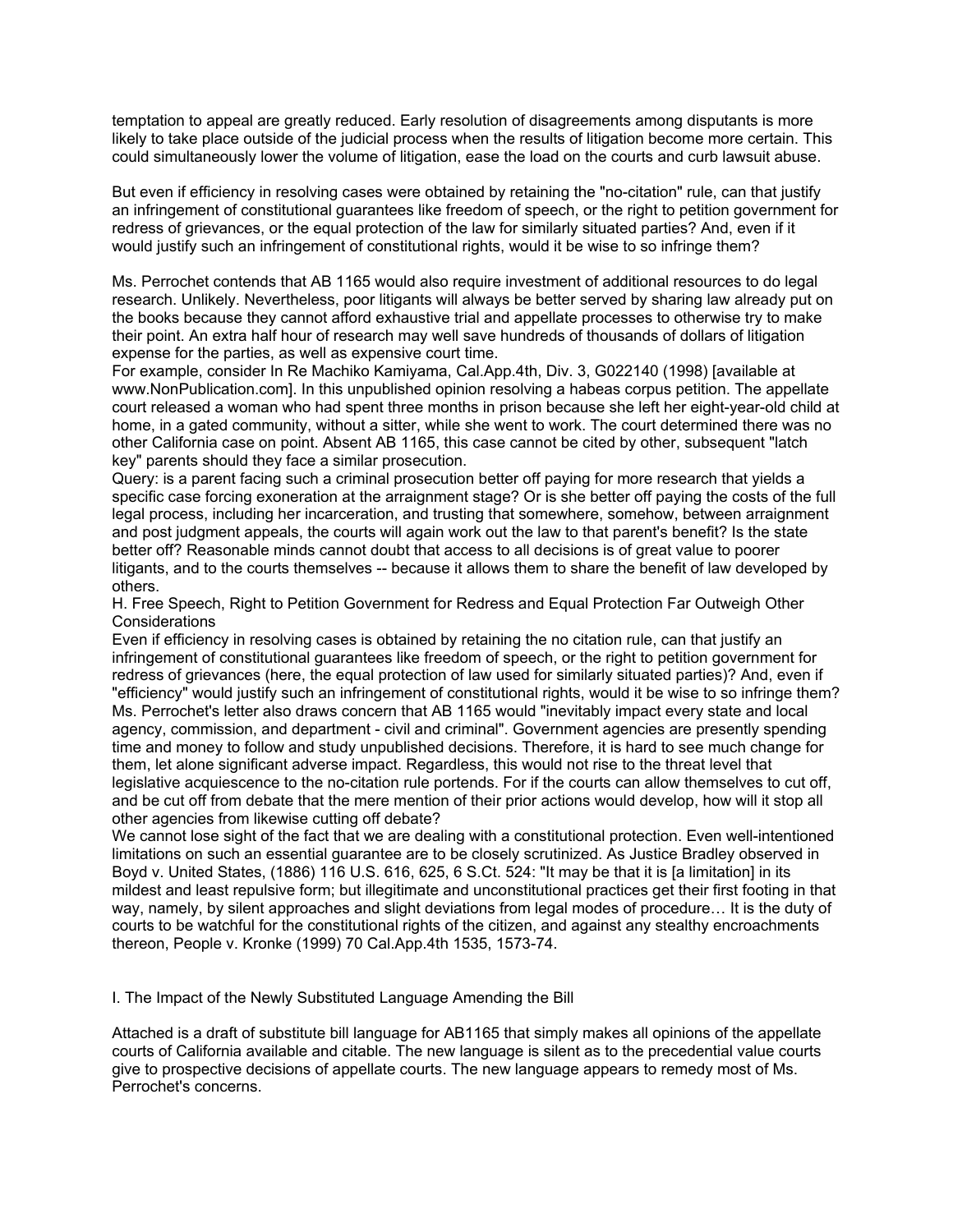temptation to appeal are greatly reduced. Early resolution of disagreements among disputants is more likely to take place outside of the judicial process when the results of litigation become more certain. This could simultaneously lower the volume of litigation, ease the load on the courts and curb lawsuit abuse.

But even if efficiency in resolving cases were obtained by retaining the "no-citation" rule, can that justify an infringement of constitutional guarantees like freedom of speech, or the right to petition government for redress of grievances, or the equal protection of the law for similarly situated parties? And, even if it would justify such an infringement of constitutional rights, would it be wise to so infringe them?

Ms. Perrochet contends that AB 1165 would also require investment of additional resources to do legal research. Unlikely. Nevertheless, poor litigants will always be better served by sharing law already put on the books because they cannot afford exhaustive trial and appellate processes to otherwise try to make their point. An extra half hour of research may well save hundreds of thousands of dollars of litigation expense for the parties, as well as expensive court time.

For example, consider In Re Machiko Kamiyama, Cal.App.4th, Div. 3, G022140 (1998) [available at www.NonPublication.com]. In this unpublished opinion resolving a habeas corpus petition. The appellate court released a woman who had spent three months in prison because she left her eight-year-old child at home, in a gated community, without a sitter, while she went to work. The court determined there was no other California case on point. Absent AB 1165, this case cannot be cited by other, subsequent "latch key" parents should they face a similar prosecution.

Query: is a parent facing such a criminal prosecution better off paying for more research that yields a specific case forcing exoneration at the arraignment stage? Or is she better off paying the costs of the full legal process, including her incarceration, and trusting that somewhere, somehow, between arraignment and post judgment appeals, the courts will again work out the law to that parent's benefit? Is the state better off? Reasonable minds cannot doubt that access to all decisions is of great value to poorer litigants, and to the courts themselves -- because it allows them to share the benefit of law developed by others.

## H. Free Speech, Right to Petition Government for Redress and Equal Protection Far Outweigh Other Considerations

Even if efficiency in resolving cases is obtained by retaining the no citation rule, can that justify an infringement of constitutional guarantees like freedom of speech, or the right to petition government for redress of grievances (here, the equal protection of law used for similarly situated parties)? And, even if "efficiency" would justify such an infringement of constitutional rights, would it be wise to so infringe them?

Ms. Perrochet's letter also draws concern that AB 1165 would "inevitably impact every state and local agency, commission, and department - civil and criminal". Government agencies are presently spending time and money to follow and study unpublished decisions. Therefore, it is hard to see much change for them, let alone significant adverse impact. Regardless, this would not rise to the threat level that legislative acquiescence to the no-citation rule portends. For if the courts can allow themselves to cut off, and be cut off from debate that the mere mention of their prior actions would develop, how will it stop all other agencies from likewise cutting off debate?

We cannot lose sight of the fact that we are dealing with a constitutional protection. Even well-intentioned limitations on such an essential guarantee are to be closely scrutinized. As Justice Bradley observed in Boyd v. United States, (1886) 116 U.S. 616, 625, 6 S.Ct. 524: "It may be that it is [a limitation] in its mildest and least repulsive form; but illegitimate and unconstitutional practices get their first footing in that way, namely, by silent approaches and slight deviations from legal modes of procedure… It is the duty of courts to be watchful for the constitutional rights of the citizen, and against any stealthy encroachments thereon, People v. Kronke (1999) 70 Cal.App.4th 1535, 1573-74.

## I. The Impact of the Newly Substituted Language Amending the Bill

Attached is a draft of substitute bill language for AB1165 that simply makes all opinions of the appellate courts of California available and citable. The new language is silent as to the precedential value courts give to prospective decisions of appellate courts. The new language appears to remedy most of Ms. Perrochet's concerns.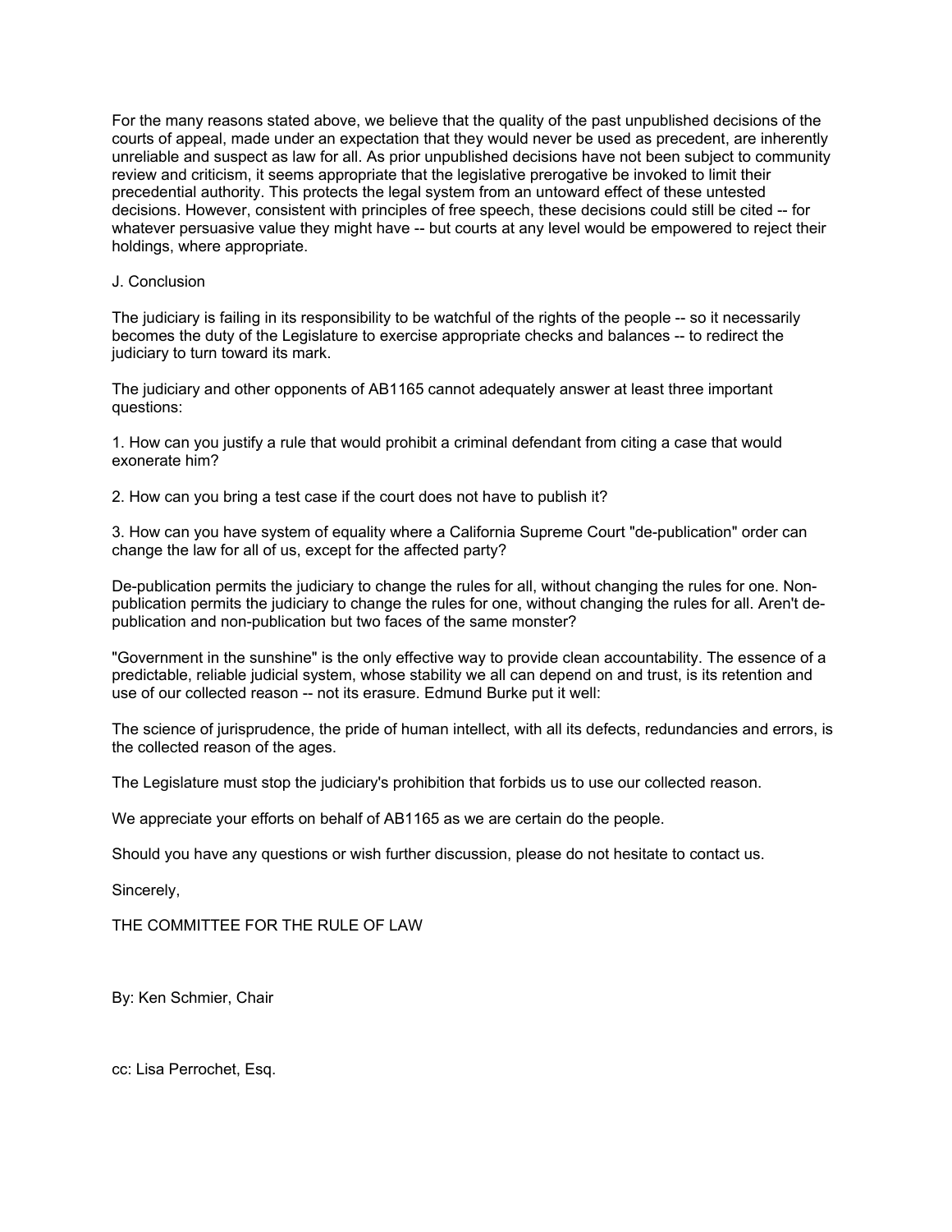For the many reasons stated above, we believe that the quality of the past unpublished decisions of the courts of appeal, made under an expectation that they would never be used as precedent, are inherently unreliable and suspect as law for all. As prior unpublished decisions have not been subject to community review and criticism, it seems appropriate that the legislative prerogative be invoked to limit their precedential authority. This protects the legal system from an untoward effect of these untested decisions. However, consistent with principles of free speech, these decisions could still be cited -- for whatever persuasive value they might have -- but courts at any level would be empowered to reject their holdings, where appropriate.

J. Conclusion

The judiciary is failing in its responsibility to be watchful of the rights of the people -- so it necessarily becomes the duty of the Legislature to exercise appropriate checks and balances -- to redirect the judiciary to turn toward its mark.

The judiciary and other opponents of AB1165 cannot adequately answer at least three important questions:

1. How can you justify a rule that would prohibit a criminal defendant from citing a case that would exonerate him?

2. How can you bring a test case if the court does not have to publish it?

3. How can you have system of equality where a California Supreme Court "de-publication" order can change the law for all of us, except for the affected party?

De-publication permits the judiciary to change the rules for all, without changing the rules for one. Non-publication permits the judiciary to change the rules for one, without changing the rules for all. Aren't de-publication and non-publication but two faces of the same monster?

"Government in the sunshine" is the only effective way to provide clean accountability. The essence of a predictable, reliable judicial system, whose stability we all can depend on and trust, is its retention and use of our collected reason -- not its erasure. Edmund Burke put it well:

The science of jurisprudence, the pride of human intellect, with all its defects, redundancies and errors, is the collected reason of the ages.

The Legislature must stop the judiciary's prohibition that forbids us to use our collected reason.

We appreciate your efforts on behalf of AB1165 as we are certain do the people.

Should you have any questions or wish further discussion, please do not hesitate to contact us.

Sincerely,

THE COMMITTEE FOR THE RULE OF LAW

By: Ken Schmier, Chair

cc: Lisa Perrochet, Esq.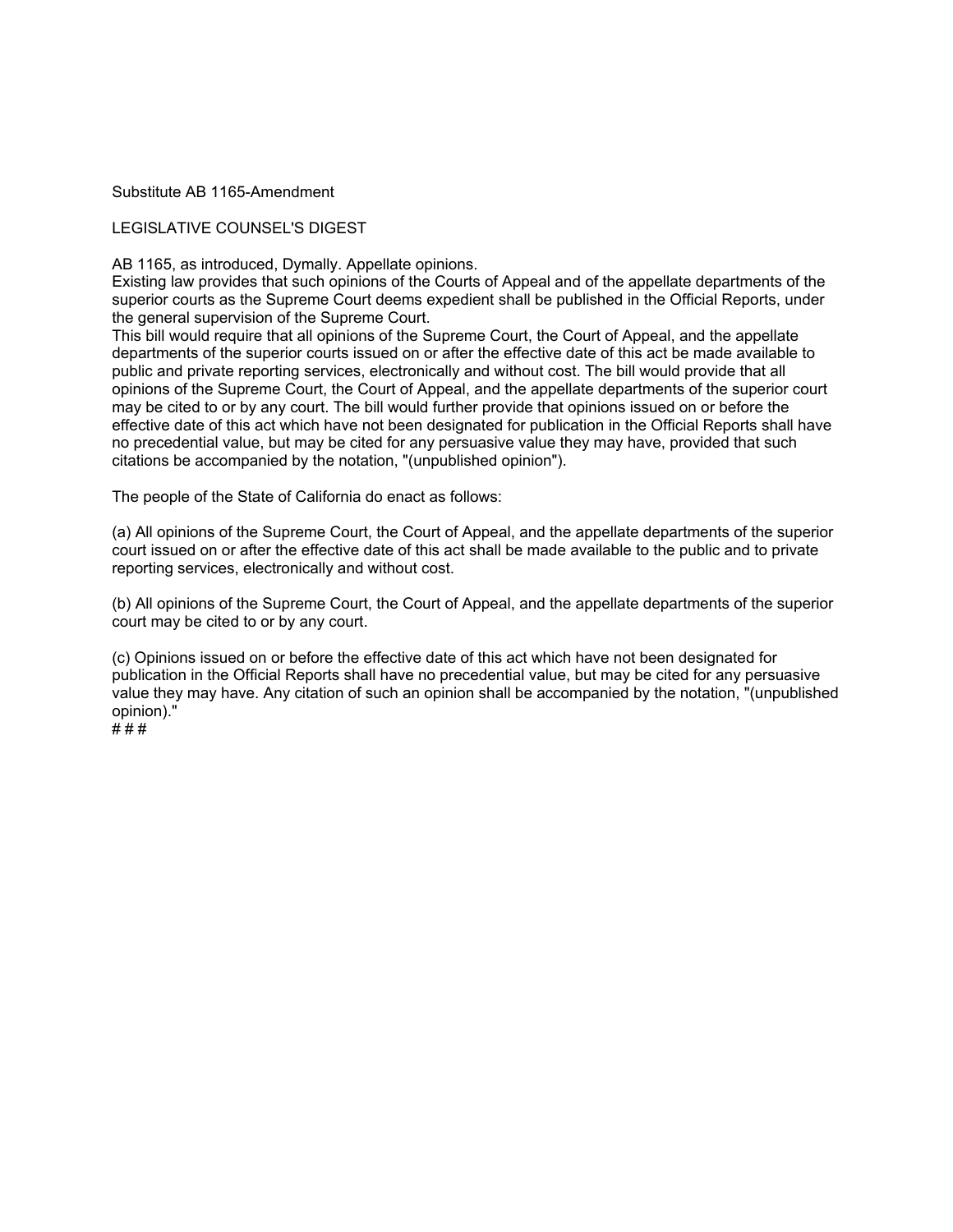Substitute AB 1165-Amendment

LEGISLATIVE COUNSEL'S DIGEST

AB 1165, as introduced, Dymally. Appellate opinions.
Existing law provides that such opinions of the Courts of Appeal and of the appellate departments of the superior courts as the Supreme Court deems expedient shall be published in the Official Reports, under the general supervision of the Supreme Court.
This bill would require that all opinions of the Supreme Court, the Court of Appeal, and the appellate departments of the superior courts issued on or after the effective date of this act be made available to public and private reporting services, electronically and without cost. The bill would provide that all opinions of the Supreme Court, the Court of Appeal, and the appellate departments of the superior court may be cited to or by any court. The bill would further provide that opinions issued on or before the effective date of this act which have not been designated for publication in the Official Reports shall have no precedential value, but may be cited for any persuasive value they may have, provided that such citations be accompanied by the notation, "(unpublished opinion").

The people of the State of California do enact as follows:

(a) All opinions of the Supreme Court, the Court of Appeal, and the appellate departments of the superior court issued on or after the effective date of this act shall be made available to the public and to private reporting services, electronically and without cost.

(b) All opinions of the Supreme Court, the Court of Appeal, and the appellate departments of the superior court may be cited to or by any court.

(c) Opinions issued on or before the effective date of this act which have not been designated for publication in the Official Reports shall have no precedential value, but may be cited for any persuasive value they may have. Any citation of such an opinion shall be accompanied by the notation, "(unpublished opinion)."

# # #